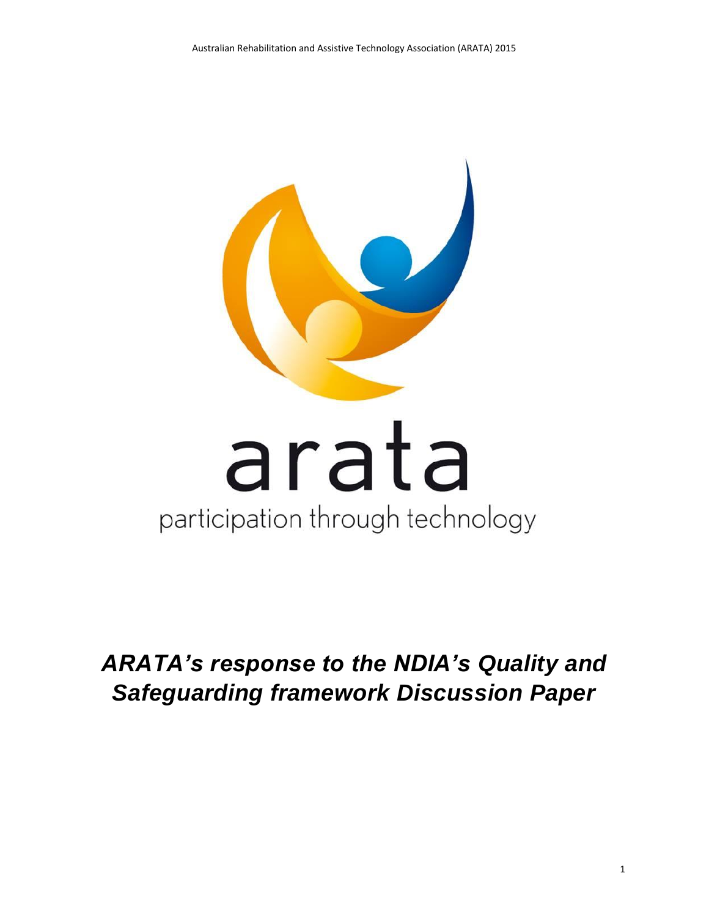arata

participation through technology

# *ARATA's response to the NDIA's Quality and Safeguarding framework Discussion Paper*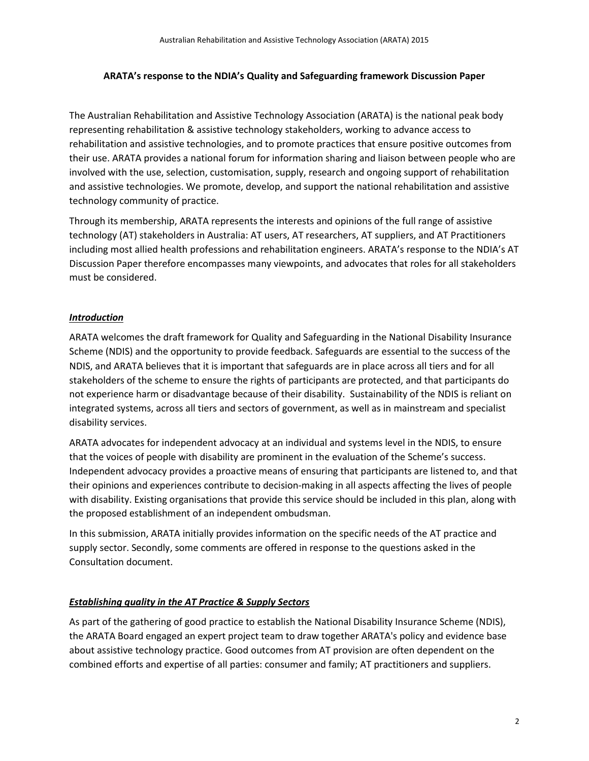**ARATA's response to the NDIA's Quality and Safeguarding framework Discussion Paper**

The Australian Rehabilitation and Assistive Technology Association (ARATA) is the national peak body representing rehabilitation & assistive technology stakeholders, working to advance access to rehabilitation and assistive technologies, and to promote practices that ensure positive outcomes from their use. ARATA provides a national forum for information sharing and liaison between people who are involved with the use, selection, customisation, supply, research and ongoing support of rehabilitation and assistive technologies. We promote, develop, and support the national rehabilitation and assistive technology community of practice.

Through its membership, ARATA represents the interests and opinions of the full range of assistive technology (AT) stakeholders in Australia: AT users, AT researchers, AT suppliers, and AT Practitioners including most allied health professions and rehabilitation engineers. ARATA's response to the NDIA's AT Discussion Paper therefore encompasses many viewpoints, and advocates that roles for all stakeholders must be considered.

## ***Introduction***

ARATA welcomes the draft framework for Quality and Safeguarding in the National Disability Insurance Scheme (NDIS) and the opportunity to provide feedback. Safeguards are essential to the success of the NDIS, and ARATA believes that it is important that safeguards are in place across all tiers and for all stakeholders of the scheme to ensure the rights of participants are protected, and that participants do not experience harm or disadvantage because of their disability. Sustainability of the NDIS is reliant on integrated systems, across all tiers and sectors of government, as well as in mainstream and specialist disability services.

ARATA advocates for independent advocacy at an individual and systems level in the NDIS, to ensure that the voices of people with disability are prominent in the evaluation of the Scheme's success. Independent advocacy provides a proactive means of ensuring that participants are listened to, and that their opinions and experiences contribute to decision-making in all aspects affecting the lives of people with disability. Existing organisations that provide this service should be included in this plan, along with the proposed establishment of an independent ombudsman.

In this submission, ARATA initially provides information on the specific needs of the AT practice and supply sector. Secondly, some comments are offered in response to the questions asked in the Consultation document.

## ***Establishing quality in the AT Practice & Supply Sectors***

As part of the gathering of good practice to establish the National Disability Insurance Scheme (NDIS), the ARATA Board engaged an expert project team to draw together ARATA's policy and evidence base about assistive technology practice. Good outcomes from AT provision are often dependent on the combined efforts and expertise of all parties: consumer and family; AT practitioners and suppliers.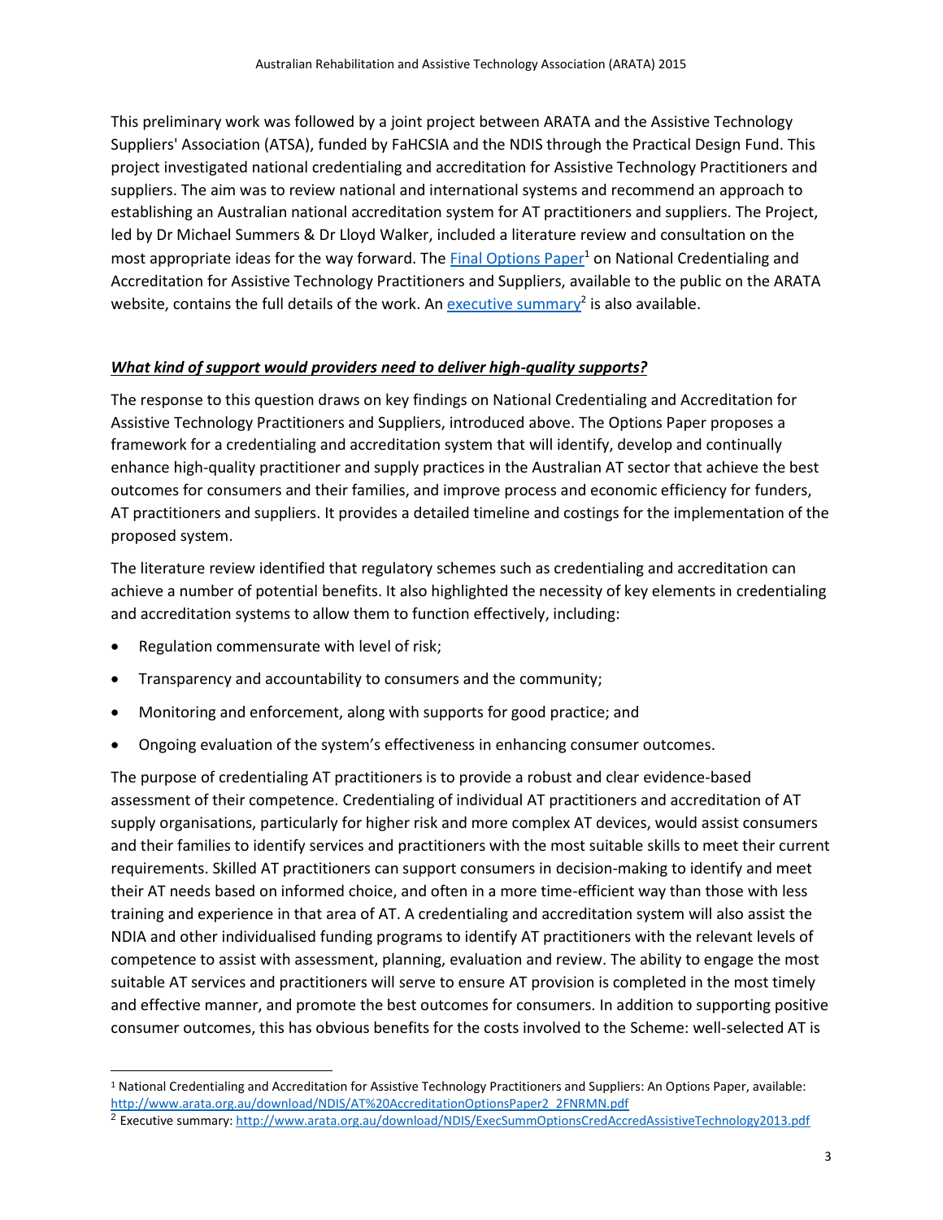This preliminary work was followed by a joint project between ARATA and the Assistive Technology Suppliers' Association (ATSA), funded by FaHCSIA and the NDIS through the Practical Design Fund. This project investigated national credentialing and accreditation for Assistive Technology Practitioners and suppliers. The aim was to review national and international systems and recommend an approach to establishing an Australian national accreditation system for AT practitioners and suppliers. The Project, led by Dr Michael Summers & Dr Lloyd Walker, included a literature review and consultation on the most appropriate ideas for the way forward. The [Final Options Paper][1] on National Credentialing and Accreditation for Assistive Technology Practitioners and Suppliers, available to the public on the ARATA website, contains the full details of the work. An [executive summary][2] is also available.

***<u>What kind of support would providers need to deliver high-quality supports?</u>***

The response to this question draws on key findings on National Credentialing and Accreditation for Assistive Technology Practitioners and Suppliers, introduced above. The Options Paper proposes a framework for a credentialing and accreditation system that will identify, develop and continually enhance high-quality practitioner and supply practices in the Australian AT sector that achieve the best outcomes for consumers and their families, and improve process and economic efficiency for funders, AT practitioners and suppliers. It provides a detailed timeline and costings for the implementation of the proposed system.

The literature review identified that regulatory schemes such as credentialing and accreditation can achieve a number of potential benefits. It also highlighted the necessity of key elements in credentialing and accreditation systems to allow them to function effectively, including:

- Regulation commensurate with level of risk;
- Transparency and accountability to consumers and the community;
- Monitoring and enforcement, along with supports for good practice; and
- Ongoing evaluation of the system's effectiveness in enhancing consumer outcomes.

The purpose of credentialing AT practitioners is to provide a robust and clear evidence-based assessment of their competence. Credentialing of individual AT practitioners and accreditation of AT supply organisations, particularly for higher risk and more complex AT devices, would assist consumers and their families to identify services and practitioners with the most suitable skills to meet their current requirements. Skilled AT practitioners can support consumers in decision-making to identify and meet their AT needs based on informed choice, and often in a more time-efficient way than those with less training and experience in that area of AT. A credentialing and accreditation system will also assist the NDIA and other individualised funding programs to identify AT practitioners with the relevant levels of competence to assist with assessment, planning, evaluation and review. The ability to engage the most suitable AT services and practitioners will serve to ensure AT provision is completed in the most timely and effective manner, and promote the best outcomes for consumers. In addition to supporting positive consumer outcomes, this has obvious benefits for the costs involved to the Scheme: well-selected AT is

---

[1] National Credentialing and Accreditation for Assistive Technology Practitioners and Suppliers: An Options Paper, available: http://www.arata.org.au/download/NDIS/AT%20AccreditationOptionsPaper2_2FNRMN.pdf

[2] Executive summary: http://www.arata.org.au/download/NDIS/ExecSummOptionsCredAccredAssistiveTechnology2013.pdf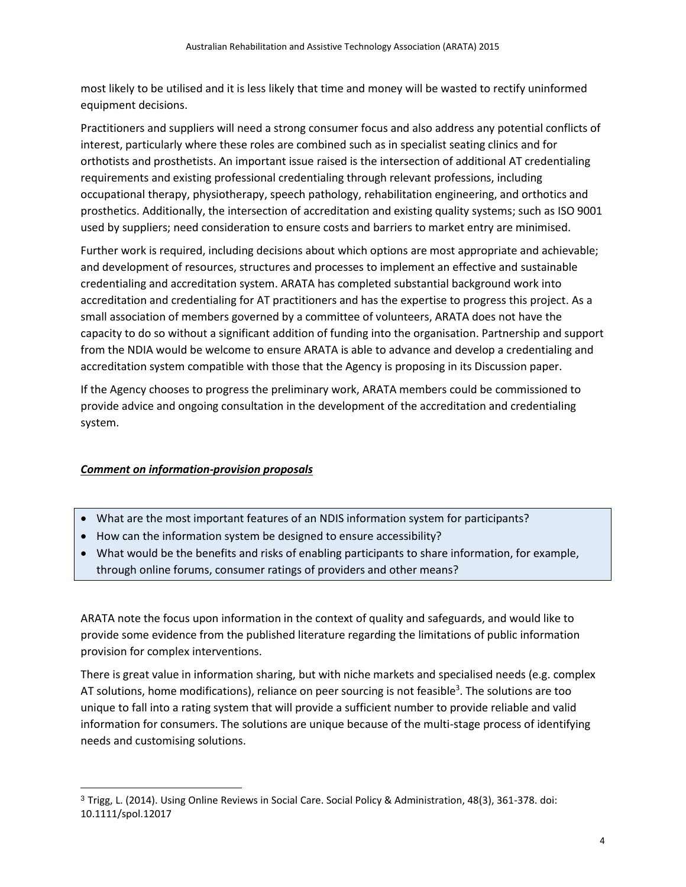most likely to be utilised and it is less likely that time and money will be wasted to rectify uninformed equipment decisions.

Practitioners and suppliers will need a strong consumer focus and also address any potential conflicts of interest, particularly where these roles are combined such as in specialist seating clinics and for orthotists and prosthetists. An important issue raised is the intersection of additional AT credentialing requirements and existing professional credentialing through relevant professions, including occupational therapy, physiotherapy, speech pathology, rehabilitation engineering, and orthotics and prosthetics. Additionally, the intersection of accreditation and existing quality systems; such as ISO 9001 used by suppliers; need consideration to ensure costs and barriers to market entry are minimised.

Further work is required, including decisions about which options are most appropriate and achievable; and development of resources, structures and processes to implement an effective and sustainable credentialing and accreditation system. ARATA has completed substantial background work into accreditation and credentialing for AT practitioners and has the expertise to progress this project. As a small association of members governed by a committee of volunteers, ARATA does not have the capacity to do so without a significant addition of funding into the organisation. Partnership and support from the NDIA would be welcome to ensure ARATA is able to advance and develop a credentialing and accreditation system compatible with those that the Agency is proposing in its Discussion paper.

If the Agency chooses to progress the preliminary work, ARATA members could be commissioned to provide advice and ongoing consultation in the development of the accreditation and credentialing system.

***Comment on information-provision proposals***

- What are the most important features of an NDIS information system for participants?
- How can the information system be designed to ensure accessibility?
- What would be the benefits and risks of enabling participants to share information, for example, through online forums, consumer ratings of providers and other means?

ARATA note the focus upon information in the context of quality and safeguards, and would like to provide some evidence from the published literature regarding the limitations of public information provision for complex interventions.

There is great value in information sharing, but with niche markets and specialised needs (e.g. complex AT solutions, home modifications), reliance on peer sourcing is not feasible[3]. The solutions are too unique to fall into a rating system that will provide a sufficient number to provide reliable and valid information for consumers. The solutions are unique because of the multi-stage process of identifying needs and customising solutions.

[3] Trigg, L. (2014). Using Online Reviews in Social Care. Social Policy & Administration, 48(3), 361-378. doi: 10.1111/spol.12017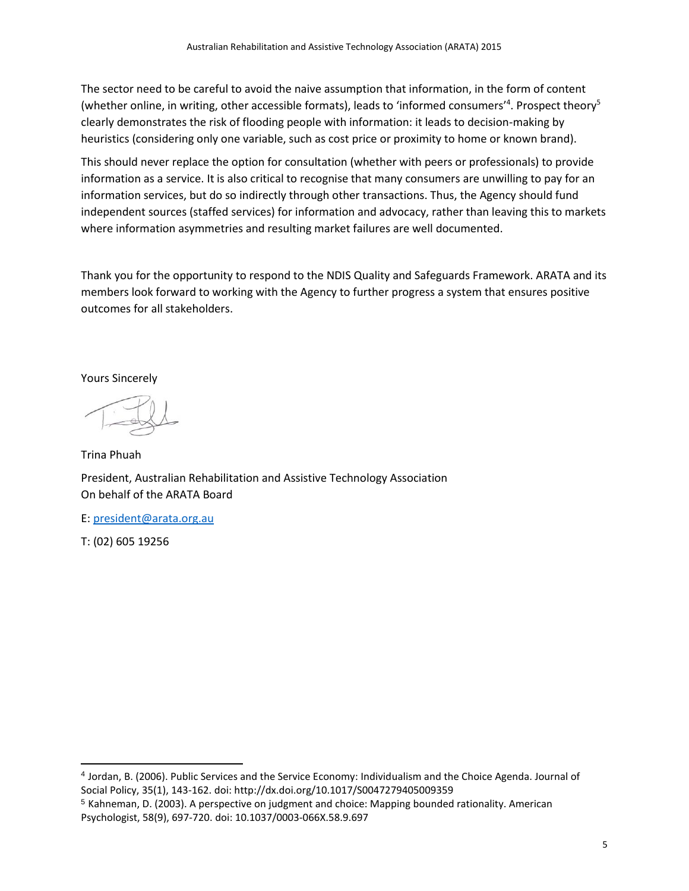The sector need to be careful to avoid the naive assumption that information, in the form of content (whether online, in writing, other accessible formats), leads to 'informed consumers'[4]. Prospect theory[5] clearly demonstrates the risk of flooding people with information: it leads to decision-making by heuristics (considering only one variable, such as cost price or proximity to home or known brand).

This should never replace the option for consultation (whether with peers or professionals) to provide information as a service. It is also critical to recognise that many consumers are unwilling to pay for an information services, but do so indirectly through other transactions. Thus, the Agency should fund independent sources (staffed services) for information and advocacy, rather than leaving this to markets where information asymmetries and resulting market failures are well documented.

Thank you for the opportunity to respond to the NDIS Quality and Safeguards Framework. ARATA and its members look forward to working with the Agency to further progress a system that ensures positive outcomes for all stakeholders.

Yours Sincerely

Trina Phuah

President, Australian Rehabilitation and Assistive Technology Association
On behalf of the ARATA Board

E: president@arata.org.au

T: (02) 605 19256

---

[4] Jordan, B. (2006). Public Services and the Service Economy: Individualism and the Choice Agenda. Journal of Social Policy, 35(1), 143-162. doi: http://dx.doi.org/10.1017/S0047279405009359

[5] Kahneman, D. (2003). A perspective on judgment and choice: Mapping bounded rationality. American Psychologist, 58(9), 697-720. doi: 10.1037/0003-066X.58.9.697